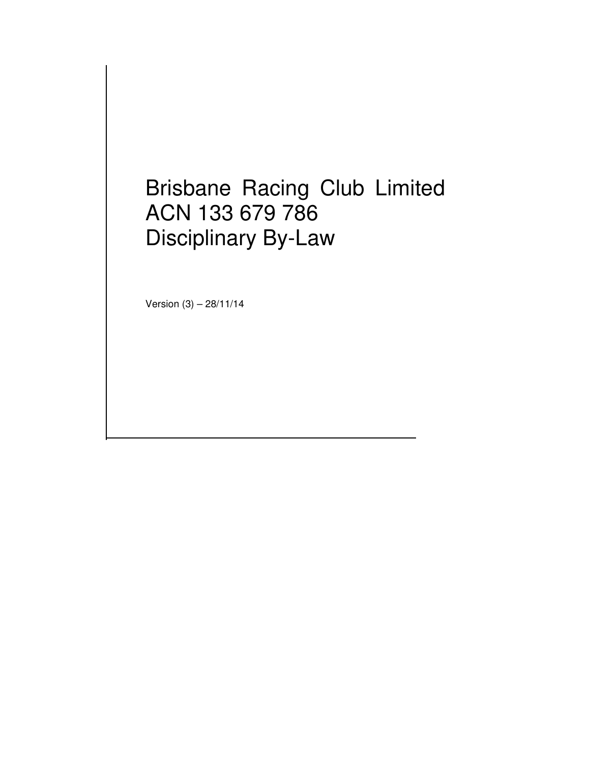# Brisbane Racing Club Limited
# ACN 133 679 786
# Disciplinary By-Law

Version (3) – 28/11/14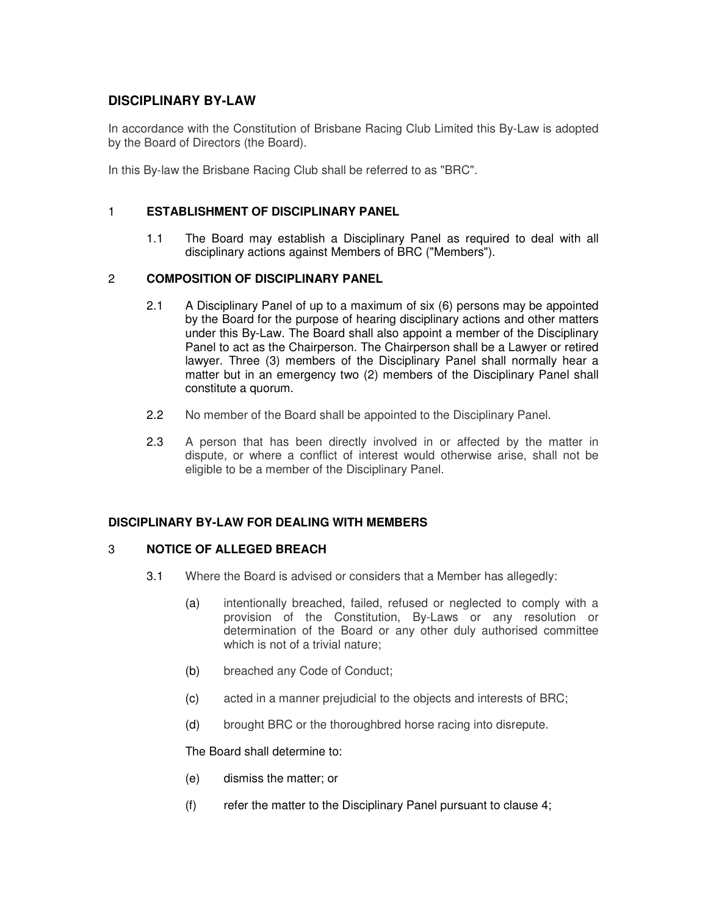## DISCIPLINARY BY-LAW

In accordance with the Constitution of Brisbane Racing Club Limited this By-Law is adopted by the Board of Directors (the Board).

In this By-law the Brisbane Racing Club shall be referred to as "BRC".

### 1 ESTABLISHMENT OF DISCIPLINARY PANEL

1.1 The Board may establish a Disciplinary Panel as required to deal with all disciplinary actions against Members of BRC ("Members").

### 2 COMPOSITION OF DISCIPLINARY PANEL

2.1 A Disciplinary Panel of up to a maximum of six (6) persons may be appointed by the Board for the purpose of hearing disciplinary actions and other matters under this By-Law. The Board shall also appoint a member of the Disciplinary Panel to act as the Chairperson. The Chairperson shall be a Lawyer or retired lawyer. Three (3) members of the Disciplinary Panel shall normally hear a matter but in an emergency two (2) members of the Disciplinary Panel shall constitute a quorum.

2.2 No member of the Board shall be appointed to the Disciplinary Panel.

2.3 A person that has been directly involved in or affected by the matter in dispute, or where a conflict of interest would otherwise arise, shall not be eligible to be a member of the Disciplinary Panel.

## DISCIPLINARY BY-LAW FOR DEALING WITH MEMBERS

### 3 NOTICE OF ALLEGED BREACH

3.1 Where the Board is advised or considers that a Member has allegedly:

(a) intentionally breached, failed, refused or neglected to comply with a provision of the Constitution, By-Laws or any resolution or determination of the Board or any other duly authorised committee which is not of a trivial nature;

(b) breached any Code of Conduct;

(c) acted in a manner prejudicial to the objects and interests of BRC;

(d) brought BRC or the thoroughbred horse racing into disrepute.

The Board shall determine to:

(e) dismiss the matter; or

(f) refer the matter to the Disciplinary Panel pursuant to clause 4;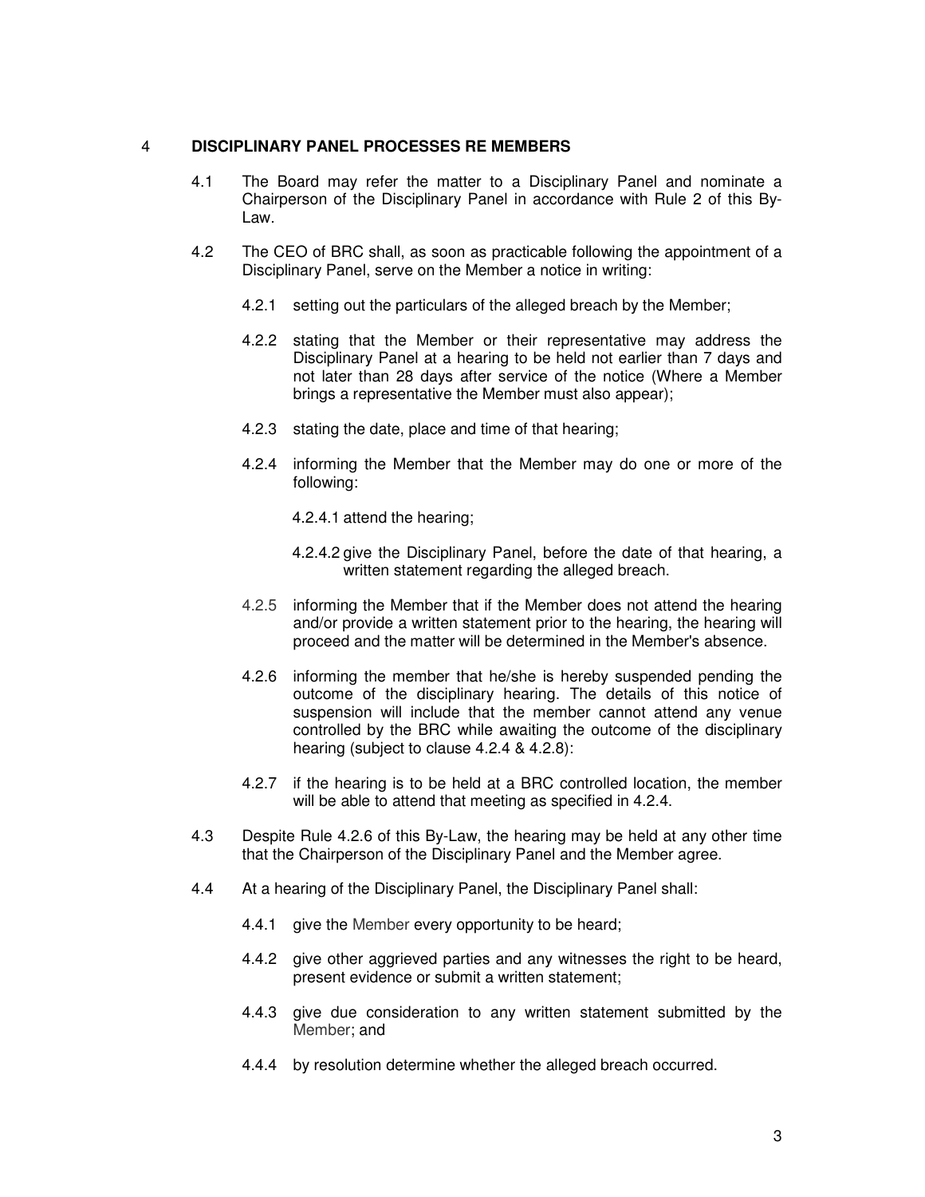## 4 DISCIPLINARY PANEL PROCESSES RE MEMBERS

4.1 The Board may refer the matter to a Disciplinary Panel and nominate a Chairperson of the Disciplinary Panel in accordance with Rule 2 of this By-Law.

4.2 The CEO of BRC shall, as soon as practicable following the appointment of a Disciplinary Panel, serve on the Member a notice in writing:

4.2.1 setting out the particulars of the alleged breach by the Member;

4.2.2 stating that the Member or their representative may address the Disciplinary Panel at a hearing to be held not earlier than 7 days and not later than 28 days after service of the notice (Where a Member brings a representative the Member must also appear);

4.2.3 stating the date, place and time of that hearing;

4.2.4 informing the Member that the Member may do one or more of the following:

4.2.4.1 attend the hearing;

4.2.4.2 give the Disciplinary Panel, before the date of that hearing, a written statement regarding the alleged breach.

4.2.5 informing the Member that if the Member does not attend the hearing and/or provide a written statement prior to the hearing, the hearing will proceed and the matter will be determined in the Member's absence.

4.2.6 informing the member that he/she is hereby suspended pending the outcome of the disciplinary hearing. The details of this notice of suspension will include that the member cannot attend any venue controlled by the BRC while awaiting the outcome of the disciplinary hearing (subject to clause 4.2.4 & 4.2.8):

4.2.7 if the hearing is to be held at a BRC controlled location, the member will be able to attend that meeting as specified in 4.2.4.

4.3 Despite Rule 4.2.6 of this By-Law, the hearing may be held at any other time that the Chairperson of the Disciplinary Panel and the Member agree.

4.4 At a hearing of the Disciplinary Panel, the Disciplinary Panel shall:

4.4.1 give the Member every opportunity to be heard;

4.4.2 give other aggrieved parties and any witnesses the right to be heard, present evidence or submit a written statement;

4.4.3 give due consideration to any written statement submitted by the Member; and

4.4.4 by resolution determine whether the alleged breach occurred.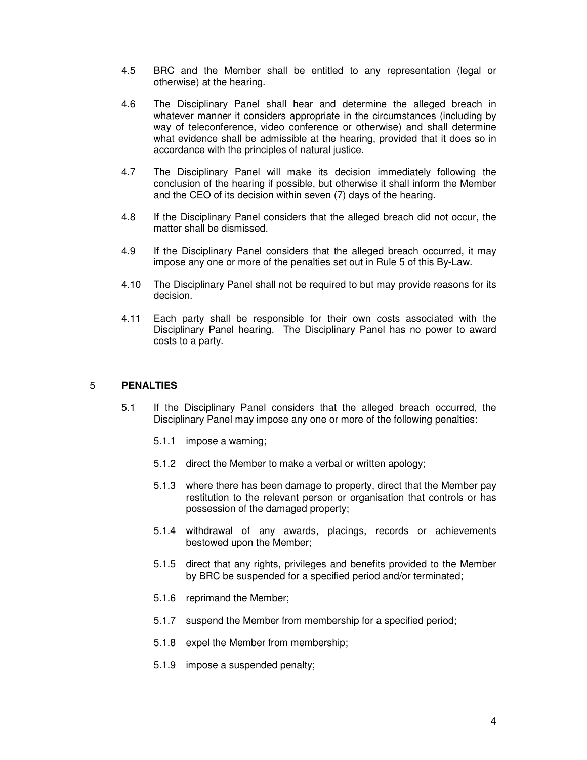4.5 BRC and the Member shall be entitled to any representation (legal or otherwise) at the hearing.

4.6 The Disciplinary Panel shall hear and determine the alleged breach in whatever manner it considers appropriate in the circumstances (including by way of teleconference, video conference or otherwise) and shall determine what evidence shall be admissible at the hearing, provided that it does so in accordance with the principles of natural justice.

4.7 The Disciplinary Panel will make its decision immediately following the conclusion of the hearing if possible, but otherwise it shall inform the Member and the CEO of its decision within seven (7) days of the hearing.

4.8 If the Disciplinary Panel considers that the alleged breach did not occur, the matter shall be dismissed.

4.9 If the Disciplinary Panel considers that the alleged breach occurred, it may impose any one or more of the penalties set out in Rule 5 of this By-Law.

4.10 The Disciplinary Panel shall not be required to but may provide reasons for its decision.

4.11 Each party shall be responsible for their own costs associated with the Disciplinary Panel hearing. The Disciplinary Panel has no power to award costs to a party.

## 5 PENALTIES

5.1 If the Disciplinary Panel considers that the alleged breach occurred, the Disciplinary Panel may impose any one or more of the following penalties:

5.1.1 impose a warning;

5.1.2 direct the Member to make a verbal or written apology;

5.1.3 where there has been damage to property, direct that the Member pay restitution to the relevant person or organisation that controls or has possession of the damaged property;

5.1.4 withdrawal of any awards, placings, records or achievements bestowed upon the Member;

5.1.5 direct that any rights, privileges and benefits provided to the Member by BRC be suspended for a specified period and/or terminated;

5.1.6 reprimand the Member;

5.1.7 suspend the Member from membership for a specified period;

5.1.8 expel the Member from membership;

5.1.9 impose a suspended penalty;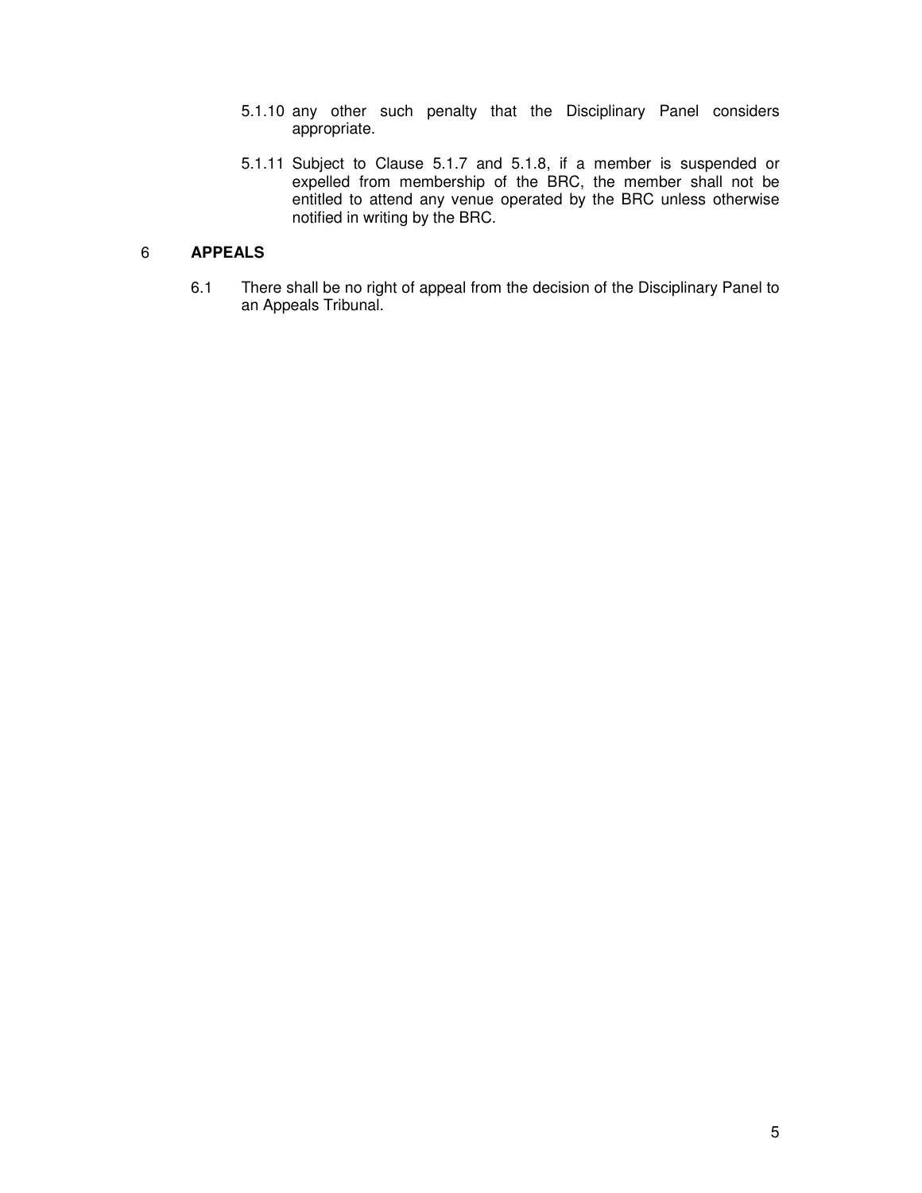5.1.10 any other such penalty that the Disciplinary Panel considers appropriate.

5.1.11 Subject to Clause 5.1.7 and 5.1.8, if a member is suspended or expelled from membership of the BRC, the member shall not be entitled to attend any venue operated by the BRC unless otherwise notified in writing by the BRC.

## 6 APPEALS

6.1 There shall be no right of appeal from the decision of the Disciplinary Panel to an Appeals Tribunal.